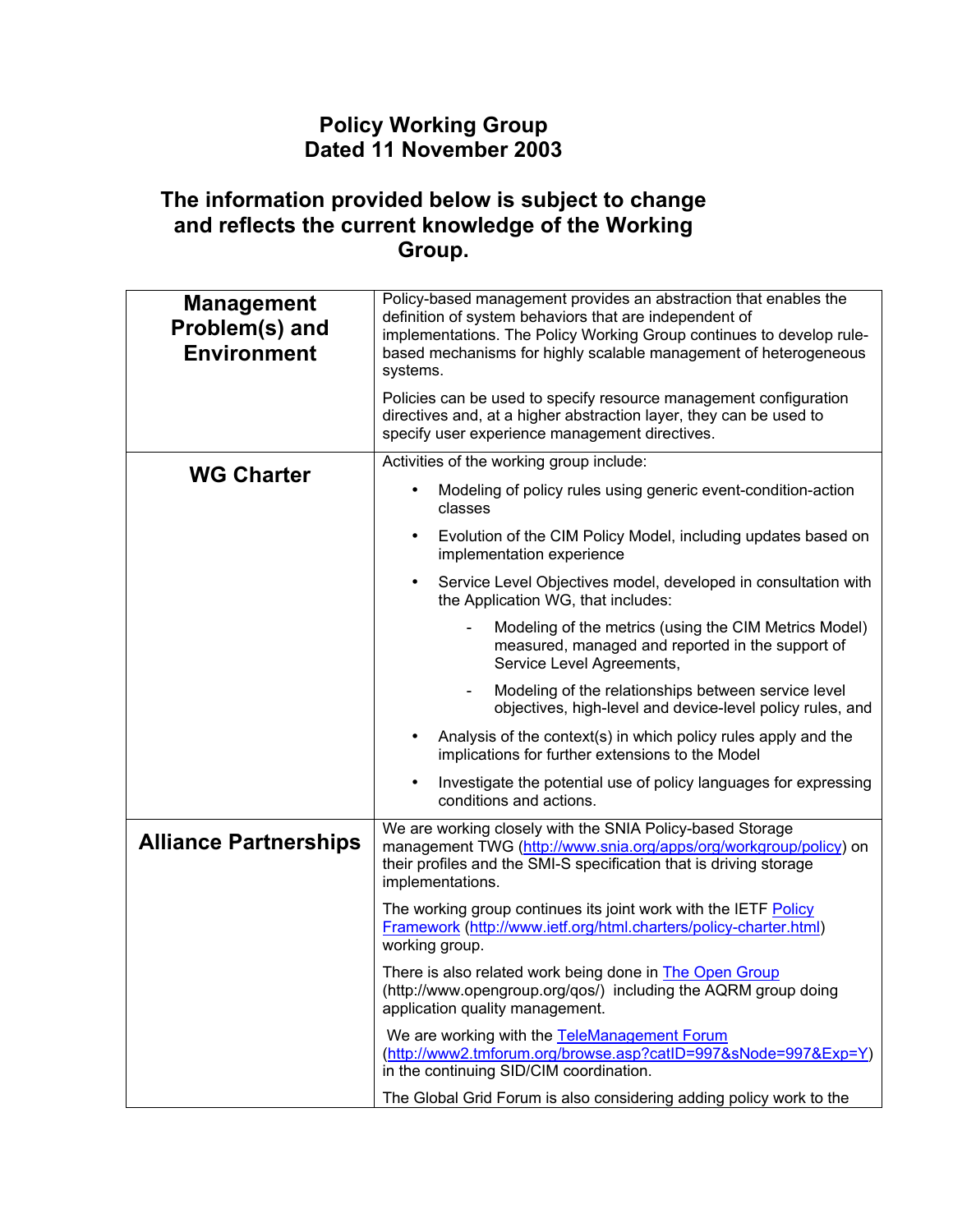# Policy Working Group
# Dated 11 November 2003

## The information provided below is subject to change and reflects the current knowledge of the Working Group.

| | |
|---|---|
| **Management Problem(s) and Environment** | Policy-based management provides an abstraction that enables the definition of system behaviors that are independent of implementations. The Policy Working Group continues to develop rule-based mechanisms for highly scalable management of heterogeneous systems.<br><br>Policies can be used to specify resource management configuration directives and, at a higher abstraction layer, they can be used to specify user experience management directives. |
| **WG Charter** | Activities of the working group include:<br>• Modeling of policy rules using generic event-condition-action classes<br>• Evolution of the CIM Policy Model, including updates based on implementation experience<br>• Service Level Objectives model, developed in consultation with the Application WG, that includes:<br>&nbsp;&nbsp;&nbsp;&nbsp;- Modeling of the metrics (using the CIM Metrics Model) measured, managed and reported in the support of Service Level Agreements,<br>&nbsp;&nbsp;&nbsp;&nbsp;- Modeling of the relationships between service level objectives, high-level and device-level policy rules, and<br>• Analysis of the context(s) in which policy rules apply and the implications for further extensions to the Model<br>• Investigate the potential use of policy languages for expressing conditions and actions. |
| **Alliance Partnerships** | We are working closely with the SNIA Policy-based Storage management TWG (http://www.snia.org/apps/org/workgroup/policy) on their profiles and the SMI-S specification that is driving storage implementations.<br><br>The working group continues its joint work with the IETF Policy Framework (http://www.ietf.org/html.charters/policy-charter.html) working group.<br><br>There is also related work being done in The Open Group (http://www.opengroup.org/qos/) including the AQRM group doing application quality management.<br><br>We are working with the TeleManagement Forum (http://www2.tmforum.org/browse.asp?catID=997&sNode=997&Exp=Y) in the continuing SID/CIM coordination.<br><br>The Global Grid Forum is also considering adding policy work to the |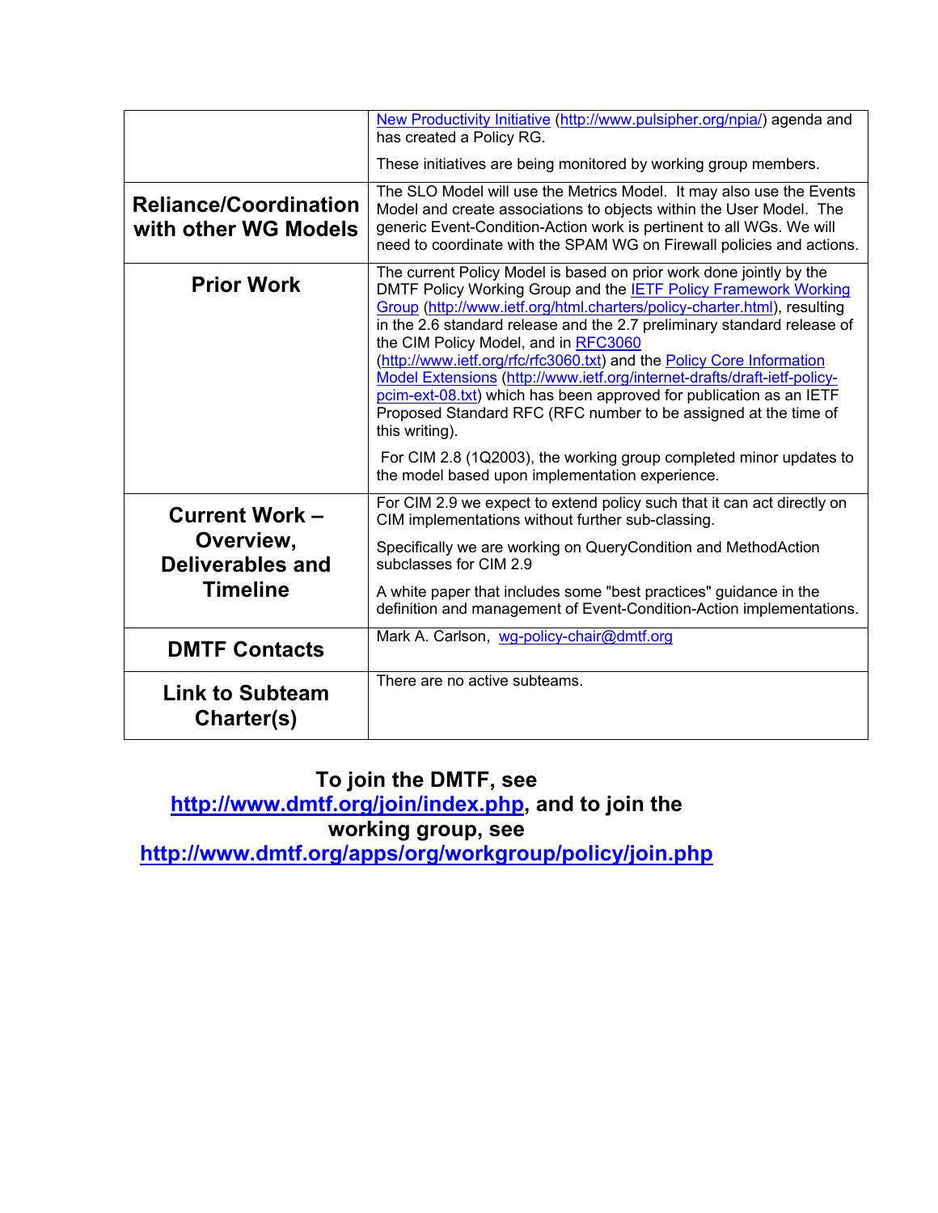| | |
|---|---|
| | [New Productivity Initiative](http://www.pulsipher.org/npia/) (http://www.pulsipher.org/npia/) agenda and has created a Policy RG.<br><br>These initiatives are being monitored by working group members. |
| **Reliance/Coordination with other WG Models** | The SLO Model will use the Metrics Model. It may also use the Events Model and create associations to objects within the User Model. The generic Event-Condition-Action work is pertinent to all WGs. We will need to coordinate with the SPAM WG on Firewall policies and actions. |
| **Prior Work** | The current Policy Model is based on prior work done jointly by the DMTF Policy Working Group and the [IETF Policy Framework Working Group](http://www.ietf.org/html.charters/policy-charter.html) (http://www.ietf.org/html.charters/policy-charter.html), resulting in the 2.6 standard release and the 2.7 preliminary standard release of the CIM Policy Model, and in [RFC3060](http://www.ietf.org/rfc/rfc3060.txt) (http://www.ietf.org/rfc/rfc3060.txt) and the [Policy Core Information Model Extensions](http://www.ietf.org/internet-drafts/draft-ietf-policy-pcim-ext-08.txt) (http://www.ietf.org/internet-drafts/draft-ietf-policy-pcim-ext-08.txt) which has been approved for publication as an IETF Proposed Standard RFC (RFC number to be assigned at the time of this writing).<br><br>For CIM 2.8 (1Q2003), the working group completed minor updates to the model based upon implementation experience. |
| **Current Work – Overview, Deliverables and Timeline** | For CIM 2.9 we expect to extend policy such that it can act directly on CIM implementations without further sub-classing.<br><br>Specifically we are working on QueryCondition and MethodAction subclasses for CIM 2.9<br><br>A white paper that includes some "best practices" guidance in the definition and management of Event-Condition-Action implementations. |
| **DMTF Contacts** | Mark A. Carlson, [wg-policy-chair@dmtf.org](mailto:wg-policy-chair@dmtf.org) |
| **Link to Subteam Charter(s)** | There are no active subteams. |

**To join the DMTF, see [http://www.dmtf.org/join/index.php](http://www.dmtf.org/join/index.php), and to join the working group, see [http://www.dmtf.org/apps/org/workgroup/policy/join.php](http://www.dmtf.org/apps/org/workgroup/policy/join.php)**